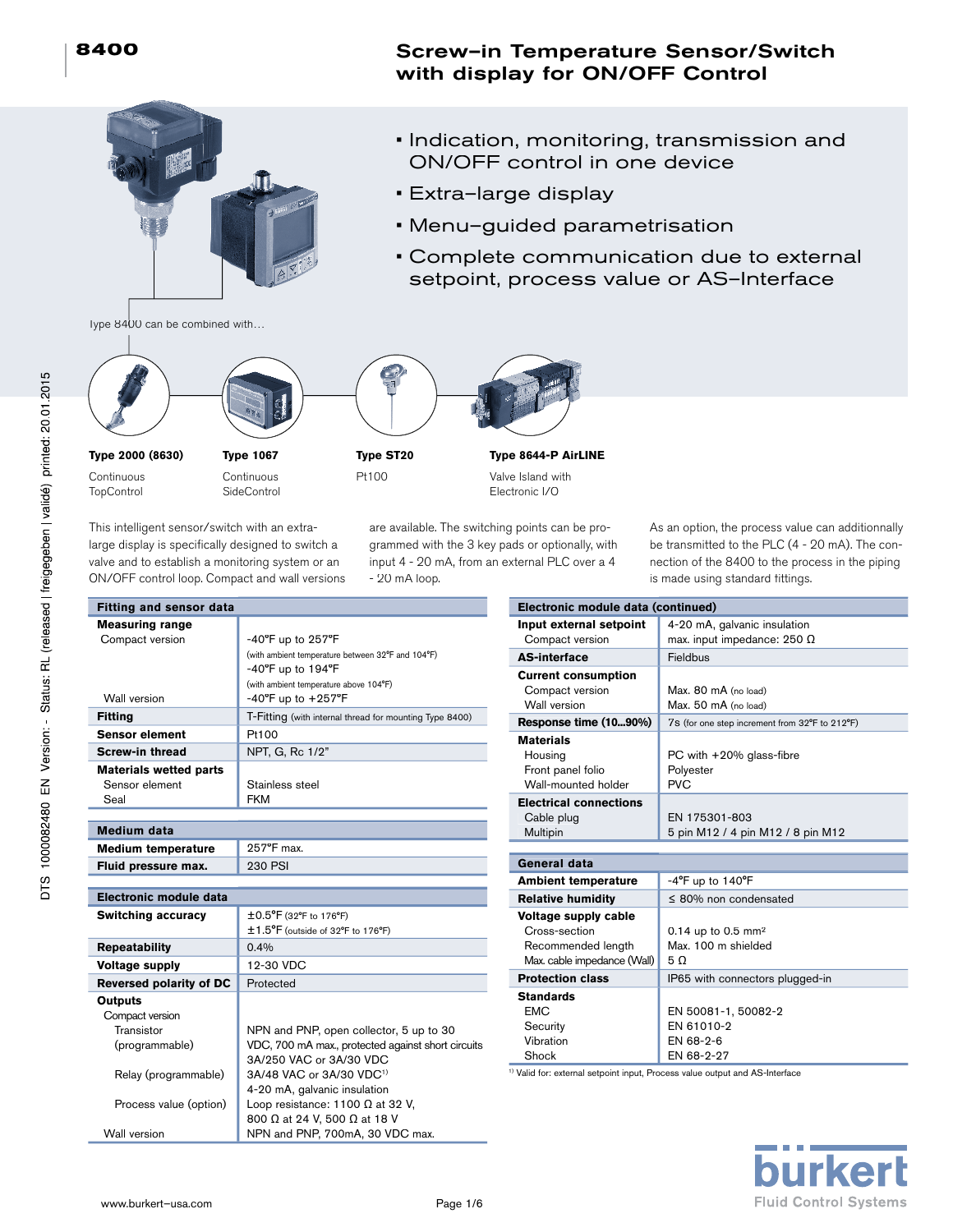# 8400

## Screw-in Temperature Sensor/Switch with display for ON/OFF Control

- Indication, monitoring, transmission and ON/OFF control in one device
- Extra-large display
- Menu-guided parametrisation
- Complete communication due to external setpoint, process value or AS-Interface

Type 8400 can be combined with...

| **Type 2000 (8630)** | **Type 1067** | **Type ST20** | **Type 8644-P AirLINE** |
|---|---|---|---|
| Continuous TopControl | Continuous SideControl | Pt100 | Valve Island with Electronic I/O |

This intelligent sensor/switch with an extra-large display is specifically designed to switch a valve and to establish a monitoring system or an ON/OFF control loop. Compact and wall versions are available. The switching points can be programmed with the 3 key pads or optionally, with input 4 - 20 mA, from an external PLC over a 4 - 20 mA loop.

As an option, the process value can additionnally be transmitted to the PLC (4 - 20 mA). The connection of the 8400 to the process in the piping is made using standard fittings.

| **Fitting and sensor data** | |
|---|---|
| **Measuring range** | |
| Compact version | -40°F up to 257°F (with ambient temperature between 32°F and 104°F) |
| | -40°F up to 194°F (with ambient temperature above 104°F) |
| Wall version | -40°F up to +257°F |
| **Fitting** | T-Fitting (with internal thread for mounting Type 8400) |
| **Sensor element** | Pt100 |
| **Screw-in thread** | NPT, G, Rc 1/2" |
| **Materials wetted parts** | |
| Sensor element | Stainless steel |
| Seal | FKM |

| **Medium data** | |
|---|---|
| **Medium temperature** | 257°F max. |
| **Fluid pressure max.** | 230 PSI |

| **Electronic module data** | |
|---|---|
| **Switching accuracy** | ±0.5°F (32°F to 176°F) |
| | ±1.5°F (outside of 32°F to 176°F) |
| **Repeatability** | 0.4% |
| **Voltage supply** | 12-30 VDC |
| **Reversed polarity of DC** | Protected |
| **Outputs** | |
| Compact version | |
| Transistor (programmable) | NPN and PNP, open collector, 5 up to 30 VDC, 700 mA max., protected against short circuits |
| Relay (programmable) | 3A/250 VAC or 3A/30 VDC; 3A/48 VAC or 3A/30 VDC[1] |
| Process value (option) | 4-20 mA, galvanic insulation; Loop resistance: 1100 Ω at 32 V, 800 Ω at 24 V, 500 Ω at 18 V |
| Wall version | NPN and PNP, 700mA, 30 VDC max. |

| **Electronic module data (continued)** | |
|---|---|
| **Input external setpoint** | 4-20 mA, galvanic insulation |
| Compact version | max. input impedance: 250 Ω |
| **AS-interface** | Fieldbus |
| **Current consumption** | |
| Compact version | Max. 80 mA (no load) |
| Wall version | Max. 50 mA (no load) |
| **Response time (10...90%)** | 7s (for one step increment from 32°F to 212°F) |
| **Materials** | |
| Housing | PC with +20% glass-fibre |
| Front panel folio | Polyester |
| Wall-mounted holder | PVC |
| **Electrical connections** | |
| Cable plug | EN 175301-803 |
| Multipin | 5 pin M12 / 4 pin M12 / 8 pin M12 |

| **General data** | |
|---|---|
| **Ambient temperature** | -4°F up to 140°F |
| **Relative humidity** | ≤ 80% non condensated |
| **Voltage supply cable** | |
| Cross-section | 0.14 up to 0.5 mm² |
| Recommended length | Max. 100 m shielded |
| Max. cable impedance (Wall) | 5 Ω |
| **Protection class** | IP65 with connectors plugged-in |
| **Standards** | |
| EMC | EN 50081-1, 50082-2 |
| Security | EN 61010-2 |
| Vibration | EN 68-2-6 |
| Shock | EN 68-2-27 |

[1] Valid for: external setpoint input, Process value output and AS-Interface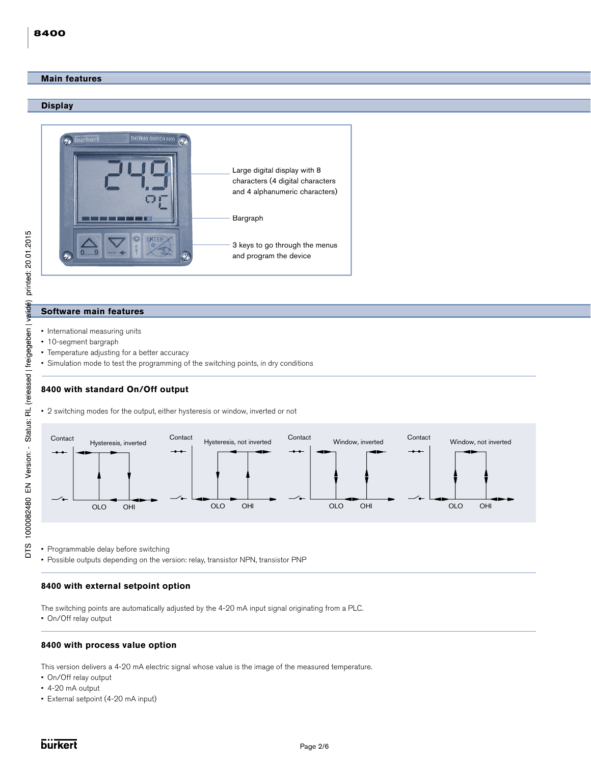## Main features

### Display

Large digital display with 8 characters (4 digital characters and 4 alphanumeric characters)

Bargraph

3 keys to go through the menus and program the device

### Software main features

- International measuring units
- 10-segment bargraph
- Temperature adjusting for a better accuracy
- Simulation mode to test the programming of the switching points, in dry conditions

#### 8400 with standard On/Off output

- 2 switching modes for the output, either hysteresis or window, inverted or not

Contact — Hysteresis, inverted — OLO — OHI

Contact — Hysteresis, not inverted — OLO — OHI

Contact — Window, inverted — OLO — OHI

Contact — Window, not inverted — OLO — OHI

- Programmable delay before switching
- Possible outputs depending on the version: relay, transistor NPN, transistor PNP

#### 8400 with external setpoint option

The switching points are automatically adjusted by the 4-20 mA input signal originating from a PLC.

- On/Off relay output

#### 8400 with process value option

This version delivers a 4-20 mA electric signal whose value is the image of the measured temperature.

- On/Off relay output
- 4-20 mA output
- External setpoint (4-20 mA input)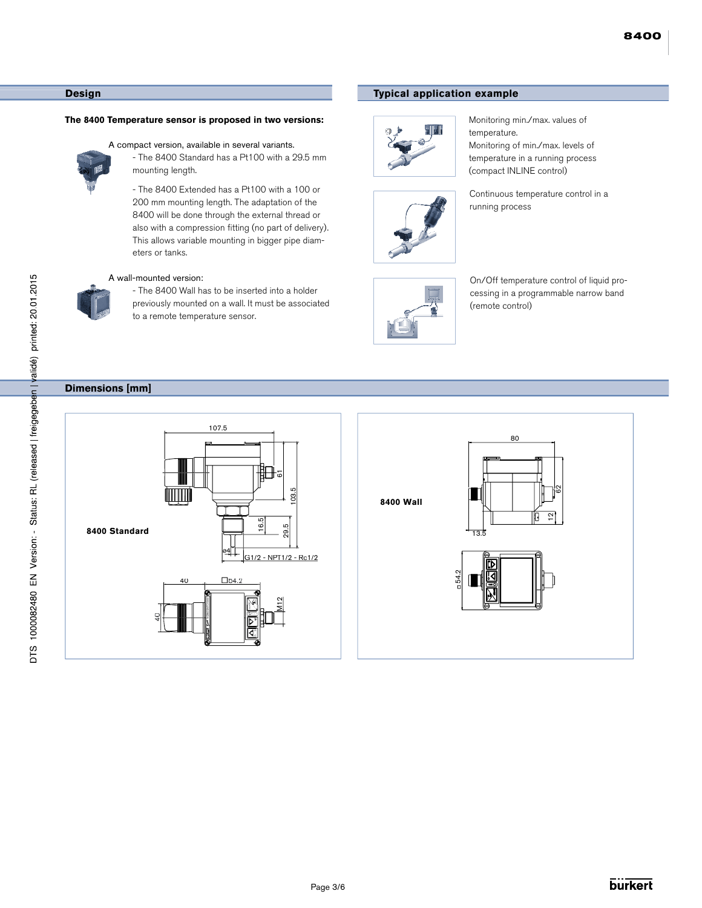## Design

**The 8400 Temperature sensor is proposed in two versions:**

A compact version, available in several variants.

- The 8400 Standard has a Pt100 with a 29.5 mm mounting length.
- The 8400 Extended has a Pt100 with a 100 or 200 mm mounting length. The adaptation of the 8400 will be done through the external thread or also with a compression fitting (no part of delivery). This allows variable mounting in bigger pipe diameters or tanks.

A wall-mounted version:

- The 8400 Wall has to be inserted into a holder previously mounted on a wall. It must be associated to a remote temperature sensor.

## Typical application example

Monitoring min./max. values of temperature.
Monitoring of min./max. levels of temperature in a running process (compact INLINE control)

Continuous temperature control in a running process

On/Off temperature control of liquid processing in a programmable narrow band (remote control)

## Dimensions [mm]

**8400 Standard**

107.5, 61, 103.5, 16.5, 29.5, ø4, G1/2 - NPT1/2 - Rc1/2, 40, □54.2, 40, M12

**8400 Wall**

80, 62, 12, 13.5, □54.2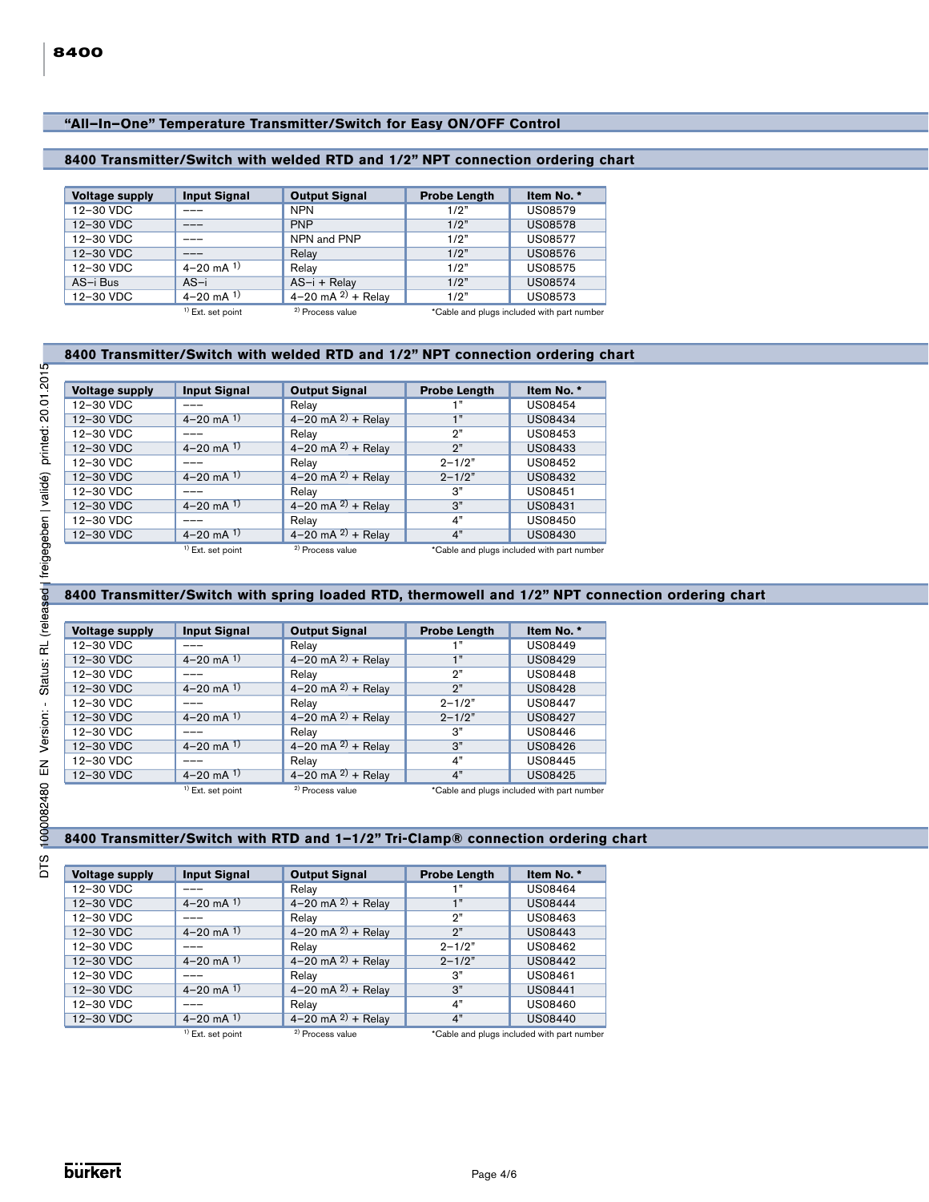## "All–In–One" Temperature Transmitter/Switch for Easy ON/OFF Control

### 8400 Transmitter/Switch with welded RTD and 1/2" NPT connection ordering chart

| Voltage supply | Input Signal | Output Signal | Probe Length | Item No. * |
|---|---|---|---|---|
| 12–30 VDC | ––– | NPN | 1/2" | US08579 |
| 12–30 VDC | ––– | PNP | 1/2" | US08578 |
| 12–30 VDC | ––– | NPN and PNP | 1/2" | US08577 |
| 12–30 VDC | ––– | Relay | 1/2" | US08576 |
| 12–30 VDC | 4–20 mA [1] | Relay | 1/2" | US08575 |
| AS–i Bus | AS–i | AS–i + Relay | 1/2" | US08574 |
| 12–30 VDC | 4–20 mA [1] | 4–20 mA [2] + Relay | 1/2" | US08573 |

[1] Ext. set point [2] Process value *Cable and plugs included with part number

### 8400 Transmitter/Switch with welded RTD and 1/2" NPT connection ordering chart

| Voltage supply | Input Signal | Output Signal | Probe Length | Item No. * |
|---|---|---|---|---|
| 12–30 VDC | ––– | Relay | 1" | US08454 |
| 12–30 VDC | 4–20 mA [1] | 4–20 mA [2] + Relay | 1" | US08434 |
| 12–30 VDC | ––– | Relay | 2" | US08453 |
| 12–30 VDC | 4–20 mA [1] | 4–20 mA [2] + Relay | 2" | US08433 |
| 12–30 VDC | ––– | Relay | 2–1/2" | US08452 |
| 12–30 VDC | 4–20 mA [1] | 4–20 mA [2] + Relay | 2–1/2" | US08432 |
| 12–30 VDC | ––– | Relay | 3" | US08451 |
| 12–30 VDC | 4–20 mA [1] | 4–20 mA [2] + Relay | 3" | US08431 |
| 12–30 VDC | ––– | Relay | 4" | US08450 |
| 12–30 VDC | 4–20 mA [1] | 4–20 mA [2] + Relay | 4" | US08430 |

[1] Ext. set point [2] Process value *Cable and plugs included with part number

### 8400 Transmitter/Switch with spring loaded RTD, thermowell and 1/2" NPT connection ordering chart

| Voltage supply | Input Signal | Output Signal | Probe Length | Item No. * |
|---|---|---|---|---|
| 12–30 VDC | ––– | Relay | 1" | US08449 |
| 12–30 VDC | 4–20 mA [1] | 4–20 mA [2] + Relay | 1" | US08429 |
| 12–30 VDC | ––– | Relay | 2" | US08448 |
| 12–30 VDC | 4–20 mA [1] | 4–20 mA [2] + Relay | 2" | US08428 |
| 12–30 VDC | ––– | Relay | 2–1/2" | US08447 |
| 12–30 VDC | 4–20 mA [1] | 4–20 mA [2] + Relay | 2–1/2" | US08427 |
| 12–30 VDC | ––– | Relay | 3" | US08446 |
| 12–30 VDC | 4–20 mA [1] | 4–20 mA [2] + Relay | 3" | US08426 |
| 12–30 VDC | ––– | Relay | 4" | US08445 |
| 12–30 VDC | 4–20 mA [1] | 4–20 mA [2] + Relay | 4" | US08425 |

[1] Ext. set point [2] Process value *Cable and plugs included with part number

### 8400 Transmitter/Switch with RTD and 1–1/2" Tri-Clamp® connection ordering chart

| Voltage supply | Input Signal | Output Signal | Probe Length | Item No. * |
|---|---|---|---|---|
| 12–30 VDC | ––– | Relay | 1" | US08464 |
| 12–30 VDC | 4–20 mA [1] | 4–20 mA [2] + Relay | 1" | US08444 |
| 12–30 VDC | ––– | Relay | 2" | US08463 |
| 12–30 VDC | 4–20 mA [1] | 4–20 mA [2] + Relay | 2" | US08443 |
| 12–30 VDC | ––– | Relay | 2–1/2" | US08462 |
| 12–30 VDC | 4–20 mA [1] | 4–20 mA [2] + Relay | 2–1/2" | US08442 |
| 12–30 VDC | ––– | Relay | 3" | US08461 |
| 12–30 VDC | 4–20 mA [1] | 4–20 mA [2] + Relay | 3" | US08441 |
| 12–30 VDC | ––– | Relay | 4" | US08460 |
| 12–30 VDC | 4–20 mA [1] | 4–20 mA [2] + Relay | 4" | US08440 |

[1] Ext. set point [2] Process value *Cable and plugs included with part number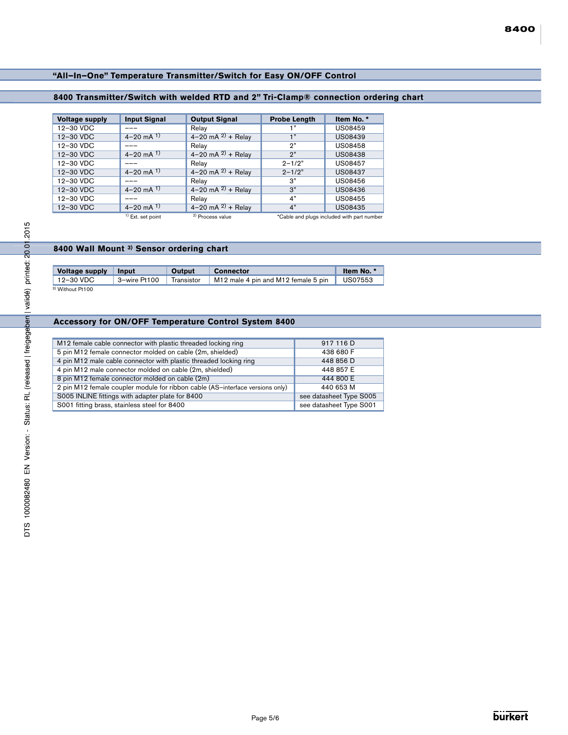## "All–In–One" Temperature Transmitter/Switch for Easy ON/OFF Control

### 8400 Transmitter/Switch with welded RTD and 2" Tri-Clamp® connection ordering chart

| Voltage supply | Input Signal | Output Signal | Probe Length | Item No. * |
|---|---|---|---|---|
| 12–30 VDC | --- | Relay | 1" | US08459 |
| 12–30 VDC | 4–20 mA [1] | 4–20 mA [2] + Relay | 1" | US08439 |
| 12–30 VDC | --- | Relay | 2" | US08458 |
| 12–30 VDC | 4–20 mA [1] | 4–20 mA [2] + Relay | 2" | US08438 |
| 12–30 VDC | --- | Relay | 2–1/2" | US08457 |
| 12–30 VDC | 4–20 mA [1] | 4–20 mA [2] + Relay | 2–1/2" | US08437 |
| 12–30 VDC | --- | Relay | 3" | US08456 |
| 12–30 VDC | 4–20 mA [1] | 4–20 mA [2] + Relay | 3" | US08436 |
| 12–30 VDC | --- | Relay | 4" | US08455 |
| 12–30 VDC | 4–20 mA [1] | 4–20 mA [2] + Relay | 4" | US08435 |

[1] Ext. set point [2] Process value *Cable and plugs included with part number

### 8400 Wall Mount [3] Sensor ordering chart

| Voltage supply | Input | Output | Connector | Item No. * |
|---|---|---|---|---|
| 12–30 VDC | 3–wire Pt100 | Transistor | M12 male 4 pin and M12 female 5 pin | US07553 |

[3] Without Pt100

### Accessory for ON/OFF Temperature Control System 8400

| Accessory | Item No. |
|---|---|
| M12 female cable connector with plastic threaded locking ring | 917 116 D |
| 5 pin M12 female connector molded on cable (2m, shielded) | 438 680 F |
| 4 pin M12 male cable connector with plastic threaded locking ring | 448 856 D |
| 4 pin M12 male connector molded on cable (2m, shielded) | 448 857 E |
| 8 pin M12 female connector molded on cable (2m) | 444 800 E |
| 2 pin M12 female coupler module for ribbon cable (AS–interface versions only) | 440 653 M |
| S005 INLINE fittings with adapter plate for 8400 | see datasheet Type S005 |
| S001 fitting brass, stainless steel for 8400 | see datasheet Type S001 |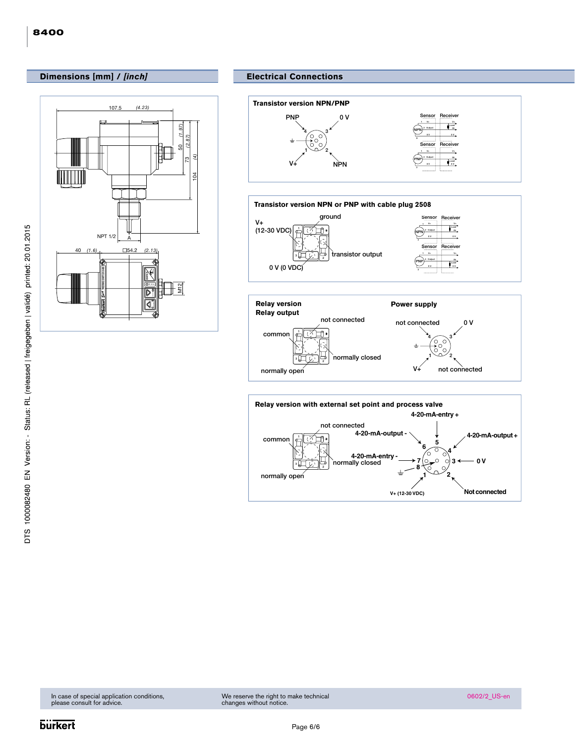## Dimensions [mm] / *[inch]*

107.5 (4.23)

50 (1.97)

73 (2.87)

104 (4)

NPT 1/2

A

40 (1.6)

□54.2 (2.13)

M12

## Electrical Connections

### Transistor version NPN/PNP

PNP

0 V

V+

NPN

Sensor Receiver

NPN

Sensor Receiver

PNP

### Transistor version NPN or PNP with cable plug 2508

ground

V+
(12-30 VDC)

transistor output

0 V (0 VDC)

Sensor Receiver

NPN

Sensor Receiver

PNP

### Relay version

**Relay output**

not connected

common

normally closed

normally open

**Power supply**

not connected

0 V

V+

not connected

### Relay version with external set point and process valve

4-20-mA-entry +

not connected

common

4-20-mA-output -

4-20-mA-output +

4-20-mA-entry -

normally closed

0 V

normally open

V+ (12-30 VDC)

Not connected

In case of special application conditions, please consult for advice.

We reserve the right to make technical changes without notice.

0602/2_US-en